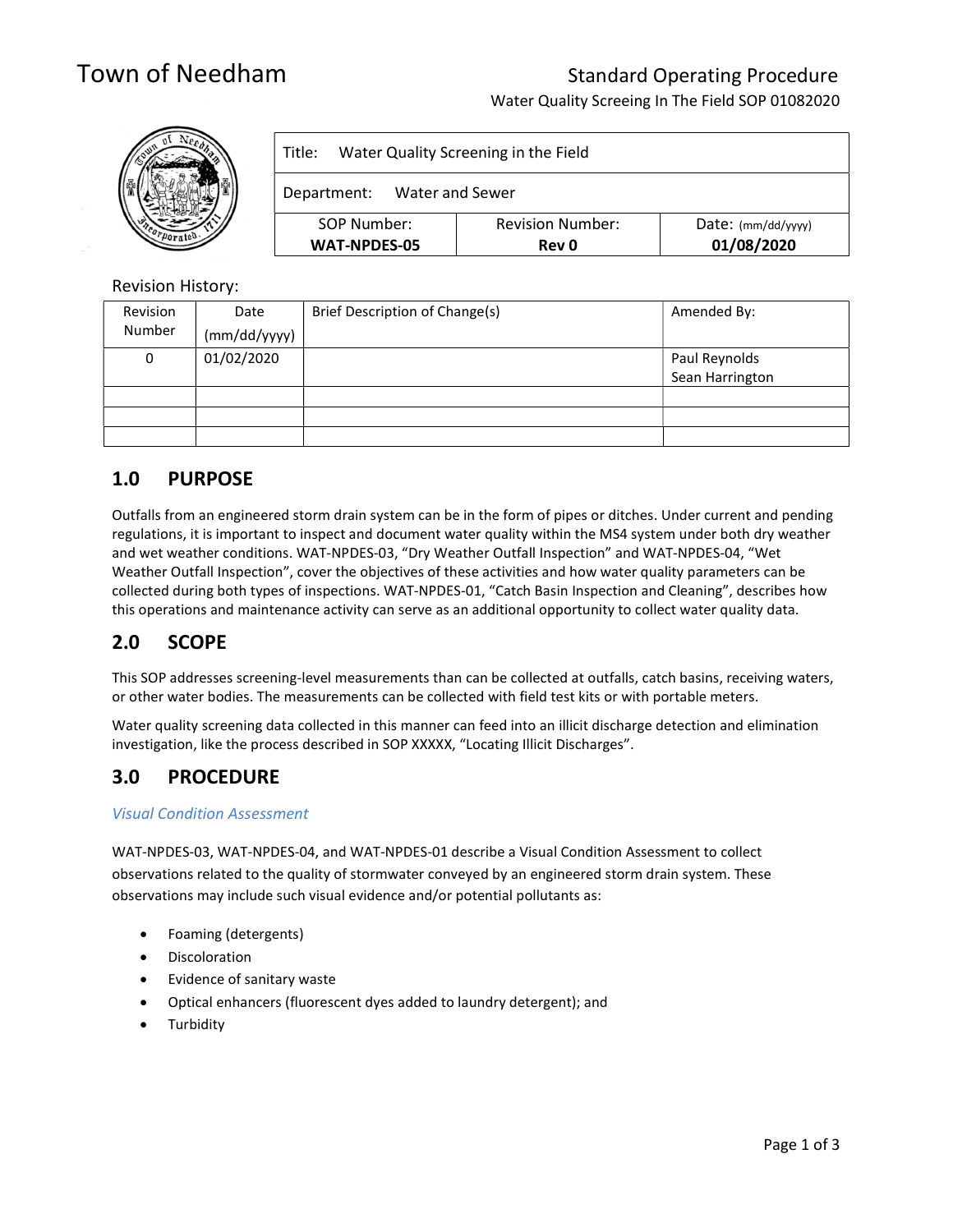# Town of Needham

Standard Operating Procedure

Water Quality Screeing In The Field SOP 01082020

| | | |
|---|---|---|
| Title: Water Quality Screening in the Field | | |
| Department: Water and Sewer | | |
| SOP Number: **WAT-NPDES-05** | Revision Number: **Rev 0** | Date: (mm/dd/yyyy) **01/08/2020** |

Revision History:

| Revision Number | Date (mm/dd/yyyy) | Brief Description of Change(s) | Amended By: |
|---|---|---|---|
| 0 | 01/02/2020 | | Paul Reynolds Sean Harrington |
| | | | |
| | | | |
| | | | |

## 1.0 PURPOSE

Outfalls from an engineered storm drain system can be in the form of pipes or ditches. Under current and pending regulations, it is important to inspect and document water quality within the MS4 system under both dry weather and wet weather conditions. WAT-NPDES-03, "Dry Weather Outfall Inspection" and WAT-NPDES-04, "Wet Weather Outfall Inspection", cover the objectives of these activities and how water quality parameters can be collected during both types of inspections. WAT-NPDES-01, "Catch Basin Inspection and Cleaning", describes how this operations and maintenance activity can serve as an additional opportunity to collect water quality data.

## 2.0 SCOPE

This SOP addresses screening-level measurements than can be collected at outfalls, catch basins, receiving waters, or other water bodies. The measurements can be collected with field test kits or with portable meters.

Water quality screening data collected in this manner can feed into an illicit discharge detection and elimination investigation, like the process described in SOP XXXXX, "Locating Illicit Discharges".

## 3.0 PROCEDURE

*Visual Condition Assessment*

WAT-NPDES-03, WAT-NPDES-04, and WAT-NPDES-01 describe a Visual Condition Assessment to collect observations related to the quality of stormwater conveyed by an engineered storm drain system. These observations may include such visual evidence and/or potential pollutants as:

- Foaming (detergents)
- Discoloration
- Evidence of sanitary waste
- Optical enhancers (fluorescent dyes added to laundry detergent); and
- Turbidity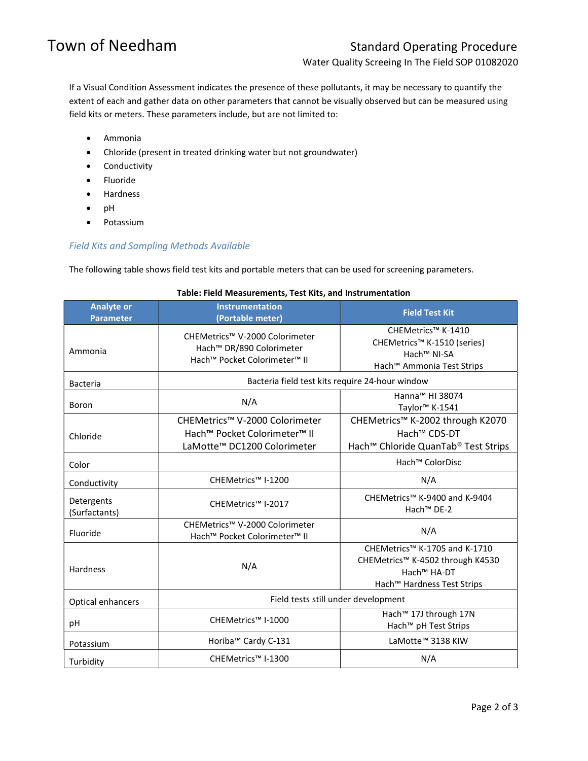If a Visual Condition Assessment indicates the presence of these pollutants, it may be necessary to quantify the extent of each and gather data on other parameters that cannot be visually observed but can be measured using field kits or meters. These parameters include, but are not limited to:

- Ammonia
- Chloride (present in treated drinking water but not groundwater)
- Conductivity
- Fluoride
- Hardness
- pH
- Potassium

## *Field Kits and Sampling Methods Available*

The following table shows field test kits and portable meters that can be used for screening parameters.

**Table: Field Measurements, Test Kits, and Instrumentation**

| Analyte or Parameter | Instrumentation (Portable meter) | Field Test Kit |
|---|---|---|
| Ammonia | CHEMetrics™ V-2000 Colorimeter<br>Hach™ DR/890 Colorimeter<br>Hach™ Pocket Colorimeter™ II | CHEMetrics™ K-1410<br>CHEMetrics™ K-1510 (series)<br>Hach™ NI-SA<br>Hach™ Ammonia Test Strips |
| Bacteria | Bacteria field test kits require 24-hour window | |
| Boron | N/A | Hanna™ HI 38074<br>Taylor™ K-1541 |
| Chloride | CHEMetrics™ V-2000 Colorimeter<br>Hach™ Pocket Colorimeter™ II<br>LaMotte™ DC1200 Colorimeter | CHEMetrics™ K-2002 through K2070<br>Hach™ CDS-DT<br>Hach™ Chloride QuanTab® Test Strips |
| Color | | Hach™ ColorDisc |
| Conductivity | CHEMetrics™ I-1200 | N/A |
| Detergents (Surfactants) | CHEMetrics™ I-2017 | CHEMetrics™ K-9400 and K-9404<br>Hach™ DE-2 |
| Fluoride | CHEMetrics™ V-2000 Colorimeter<br>Hach™ Pocket Colorimeter™ II | N/A |
| Hardness | N/A | CHEMetrics™ K-1705 and K-1710<br>CHEMetrics™ K-4502 through K4530<br>Hach™ HA-DT<br>Hach™ Hardness Test Strips |
| Optical enhancers | Field tests still under development | |
| pH | CHEMetrics™ I-1000 | Hach™ 17J through 17N<br>Hach™ pH Test Strips |
| Potassium | Horiba™ Cardy C-131 | LaMotte™ 3138 KIW |
| Turbidity | CHEMetrics™ I-1300 | N/A |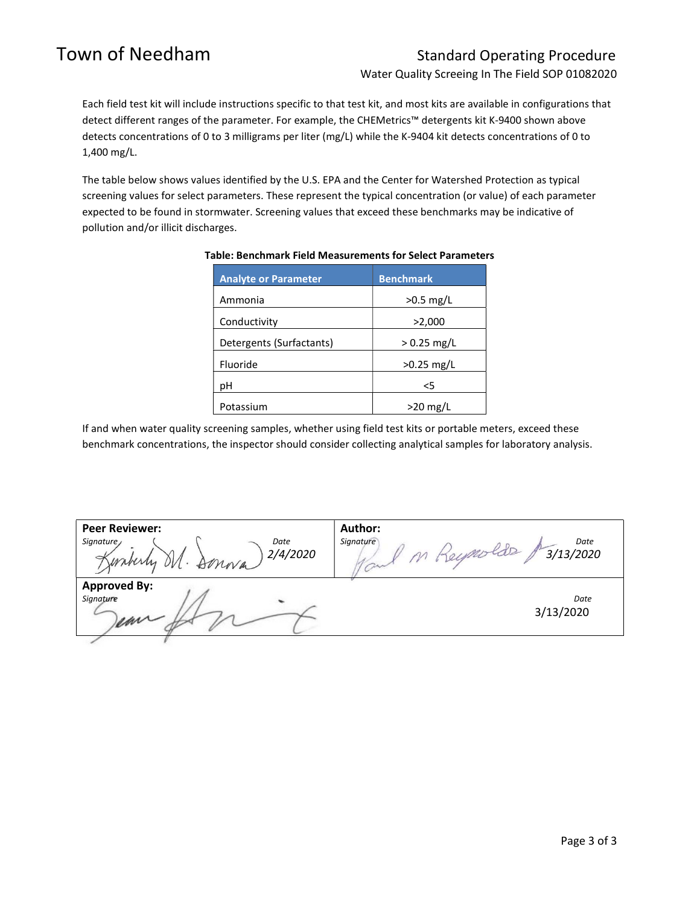Each field test kit will include instructions specific to that test kit, and most kits are available in configurations that detect different ranges of the parameter. For example, the CHEMetrics™ detergents kit K-9400 shown above detects concentrations of 0 to 3 milligrams per liter (mg/L) while the K-9404 kit detects concentrations of 0 to 1,400 mg/L.

The table below shows values identified by the U.S. EPA and the Center for Watershed Protection as typical screening values for select parameters. These represent the typical concentration (or value) of each parameter expected to be found in stormwater. Screening values that exceed these benchmarks may be indicative of pollution and/or illicit discharges.

**Table: Benchmark Field Measurements for Select Parameters**

| Analyte or Parameter | Benchmark |
|---|---|
| Ammonia | >0.5 mg/L |
| Conductivity | >2,000 |
| Detergents (Surfactants) | > 0.25 mg/L |
| Fluoride | >0.25 mg/L |
| pH | <5 |
| Potassium | >20 mg/L |

If and when water quality screening samples, whether using field test kits or portable meters, exceed these benchmark concentrations, the inspector should consider collecting analytical samples for laboratory analysis.

| | |
|---|---|
| **Peer Reviewer:**<br>*Signature* Kimberly M. Donovan *Date* 2/4/2020 | **Author:**<br>*Signature* Paul M Reynolds *Date* 3/13/2020 |
| **Approved By:**<br>*Signature* | *Date* 3/13/2020 |